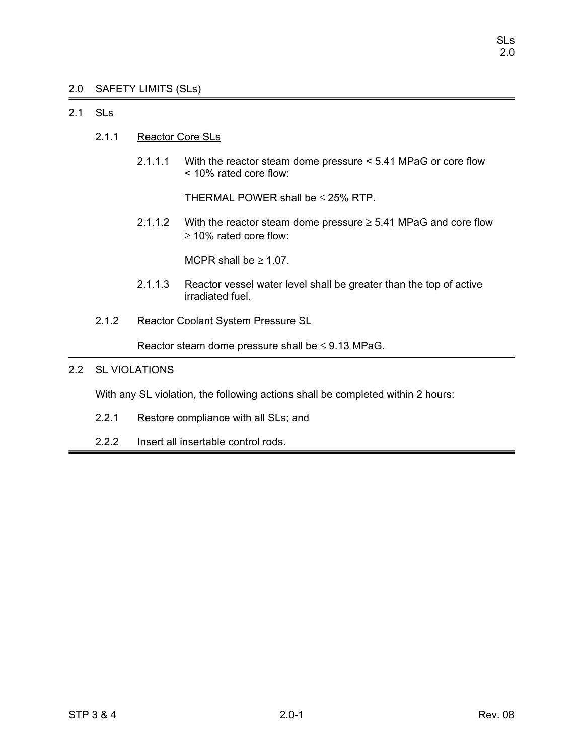# 2.0 SAFETY LIMITS (SLs)

## 2.1 SLs

### 2.1.1 Reactor Core SLs

2.1.1.1 With the reactor steam dome pressure < 5.41 MPaG or core flow < 10% rated core flow:

THERMAL POWER shall be ≤ 25% RTP.

2.1.1.2 With the reactor steam dome pressure ≥ 5.41 MPaG and core flow ≥ 10% rated core flow:

MCPR shall be ≥ 1.07.

2.1.1.3 Reactor vessel water level shall be greater than the top of active irradiated fuel.

### 2.1.2 Reactor Coolant System Pressure SL

Reactor steam dome pressure shall be ≤ 9.13 MPaG.

## 2.2 SL VIOLATIONS

With any SL violation, the following actions shall be completed within 2 hours:

2.2.1 Restore compliance with all SLs; and

2.2.2 Insert all insertable control rods.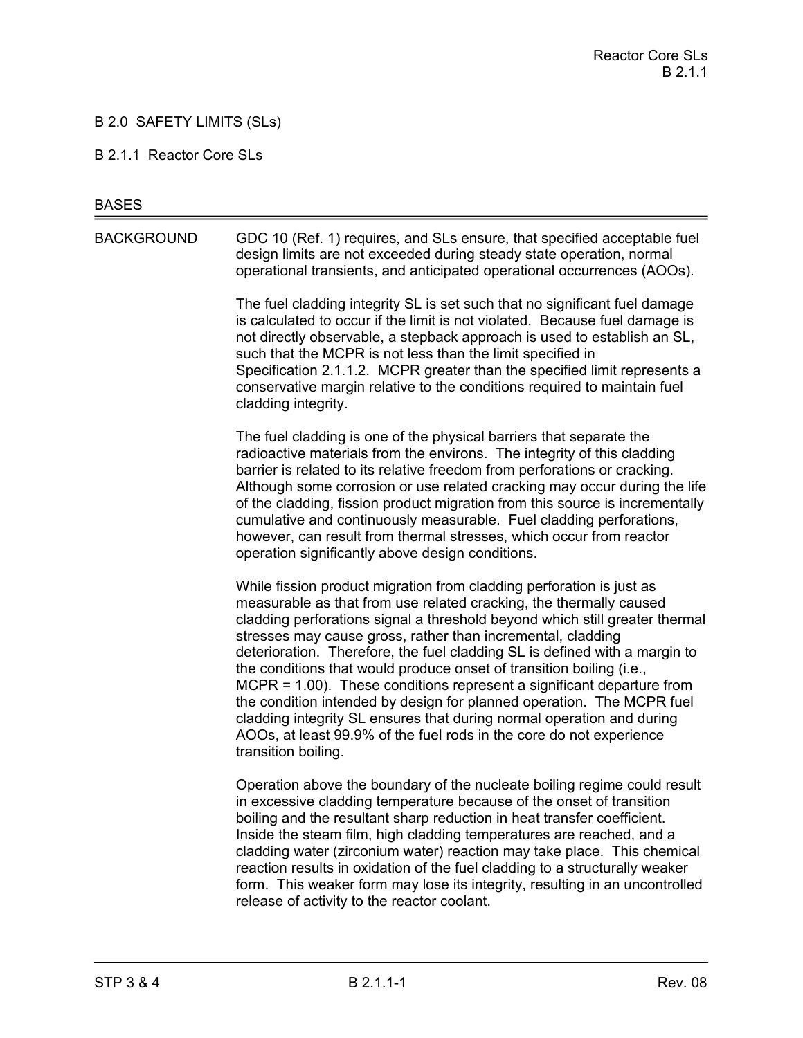# B 2.0 SAFETY LIMITS (SLs)

## B 2.1.1 Reactor Core SLs

BASES

---

**BACKGROUND**

GDC 10 (Ref. 1) requires, and SLs ensure, that specified acceptable fuel design limits are not exceeded during steady state operation, normal operational transients, and anticipated operational occurrences (AOOs).

The fuel cladding integrity SL is set such that no significant fuel damage is calculated to occur if the limit is not violated. Because fuel damage is not directly observable, a stepback approach is used to establish an SL, such that the MCPR is not less than the limit specified in Specification 2.1.1.2. MCPR greater than the specified limit represents a conservative margin relative to the conditions required to maintain fuel cladding integrity.

The fuel cladding is one of the physical barriers that separate the radioactive materials from the environs. The integrity of this cladding barrier is related to its relative freedom from perforations or cracking. Although some corrosion or use related cracking may occur during the life of the cladding, fission product migration from this source is incrementally cumulative and continuously measurable. Fuel cladding perforations, however, can result from thermal stresses, which occur from reactor operation significantly above design conditions.

While fission product migration from cladding perforation is just as measurable as that from use related cracking, the thermally caused cladding perforations signal a threshold beyond which still greater thermal stresses may cause gross, rather than incremental, cladding deterioration. Therefore, the fuel cladding SL is defined with a margin to the conditions that would produce onset of transition boiling (i.e., MCPR = 1.00). These conditions represent a significant departure from the condition intended by design for planned operation. The MCPR fuel cladding integrity SL ensures that during normal operation and during AOOs, at least 99.9% of the fuel rods in the core do not experience transition boiling.

Operation above the boundary of the nucleate boiling regime could result in excessive cladding temperature because of the onset of transition boiling and the resultant sharp reduction in heat transfer coefficient. Inside the steam film, high cladding temperatures are reached, and a cladding water (zirconium water) reaction may take place. This chemical reaction results in oxidation of the fuel cladding to a structurally weaker form. This weaker form may lose its integrity, resulting in an uncontrolled release of activity to the reactor coolant.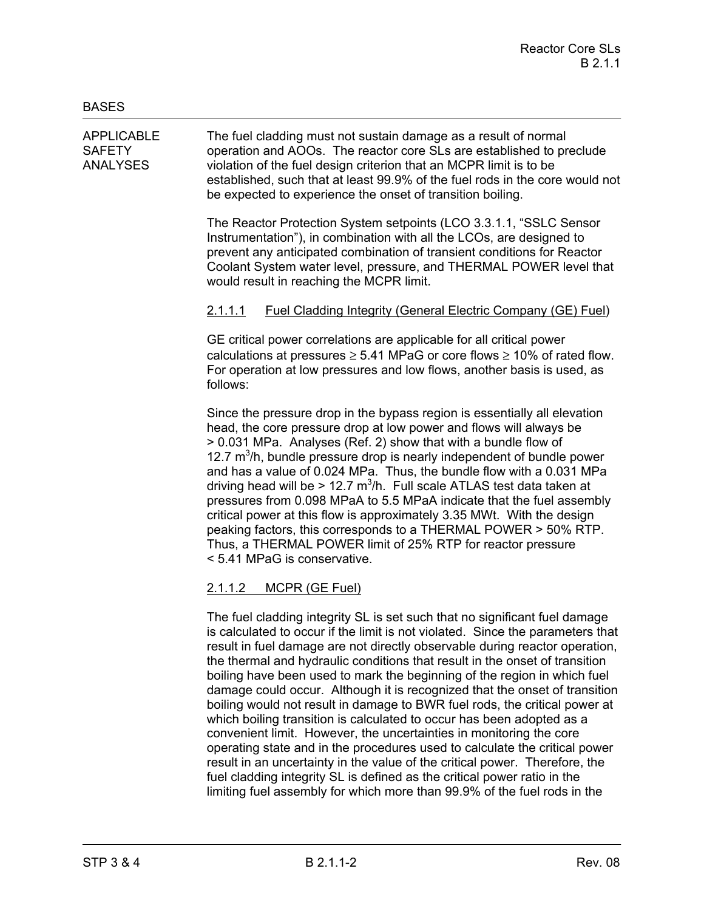BASES

APPLICABLE SAFETY ANALYSES

The fuel cladding must not sustain damage as a result of normal operation and AOOs. The reactor core SLs are established to preclude violation of the fuel design criterion that an MCPR limit is to be established, such that at least 99.9% of the fuel rods in the core would not be expected to experience the onset of transition boiling.

The Reactor Protection System setpoints (LCO 3.3.1.1, "SSLC Sensor Instrumentation"), in combination with all the LCOs, are designed to prevent any anticipated combination of transient conditions for Reactor Coolant System water level, pressure, and THERMAL POWER level that would result in reaching the MCPR limit.

2.1.1.1 Fuel Cladding Integrity (General Electric Company (GE) Fuel)

GE critical power correlations are applicable for all critical power calculations at pressures $\geq$ 5.41 MPaG or core flows $\geq$ 10% of rated flow. For operation at low pressures and low flows, another basis is used, as follows:

Since the pressure drop in the bypass region is essentially all elevation head, the core pressure drop at low power and flows will always be > 0.031 MPa. Analyses (Ref. 2) show that with a bundle flow of 12.7 $m^3$/h, bundle pressure drop is nearly independent of bundle power and has a value of 0.024 MPa. Thus, the bundle flow with a 0.031 MPa driving head will be > 12.7 $m^3$/h. Full scale ATLAS test data taken at pressures from 0.098 MPaA to 5.5 MPaA indicate that the fuel assembly critical power at this flow is approximately 3.35 MWt. With the design peaking factors, this corresponds to a THERMAL POWER > 50% RTP. Thus, a THERMAL POWER limit of 25% RTP for reactor pressure < 5.41 MPaG is conservative.

2.1.1.2 MCPR (GE Fuel)

The fuel cladding integrity SL is set such that no significant fuel damage is calculated to occur if the limit is not violated. Since the parameters that result in fuel damage are not directly observable during reactor operation, the thermal and hydraulic conditions that result in the onset of transition boiling have been used to mark the beginning of the region in which fuel damage could occur. Although it is recognized that the onset of transition boiling would not result in damage to BWR fuel rods, the critical power at which boiling transition is calculated to occur has been adopted as a convenient limit. However, the uncertainties in monitoring the core operating state and in the procedures used to calculate the critical power result in an uncertainty in the value of the critical power. Therefore, the fuel cladding integrity SL is defined as the critical power ratio in the limiting fuel assembly for which more than 99.9% of the fuel rods in the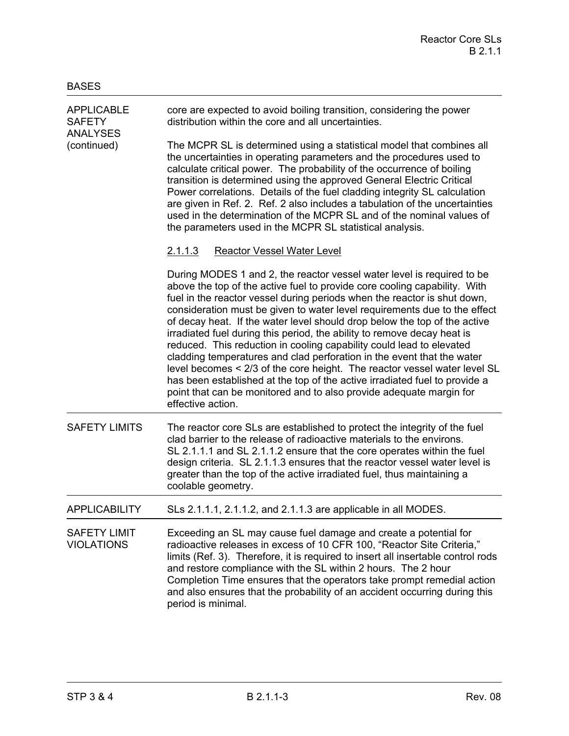BASES

**APPLICABLE SAFETY ANALYSES (continued)**

core are expected to avoid boiling transition, considering the power distribution within the core and all uncertainties.

The MCPR SL is determined using a statistical model that combines all the uncertainties in operating parameters and the procedures used to calculate critical power. The probability of the occurrence of boiling transition is determined using the approved General Electric Critical Power correlations. Details of the fuel cladding integrity SL calculation are given in Ref. 2. Ref. 2 also includes a tabulation of the uncertainties used in the determination of the MCPR SL and of the nominal values of the parameters used in the MCPR SL statistical analysis.

2.1.1.3 Reactor Vessel Water Level

During MODES 1 and 2, the reactor vessel water level is required to be above the top of the active fuel to provide core cooling capability. With fuel in the reactor vessel during periods when the reactor is shut down, consideration must be given to water level requirements due to the effect of decay heat. If the water level should drop below the top of the active irradiated fuel during this period, the ability to remove decay heat is reduced. This reduction in cooling capability could lead to elevated cladding temperatures and clad perforation in the event that the water level becomes < 2/3 of the core height. The reactor vessel water level SL has been established at the top of the active irradiated fuel to provide a point that can be monitored and to also provide adequate margin for effective action.

**SAFETY LIMITS**

The reactor core SLs are established to protect the integrity of the fuel clad barrier to the release of radioactive materials to the environs. SL 2.1.1.1 and SL 2.1.1.2 ensure that the core operates within the fuel design criteria. SL 2.1.1.3 ensures that the reactor vessel water level is greater than the top of the active irradiated fuel, thus maintaining a coolable geometry.

**APPLICABILITY**

SLs 2.1.1.1, 2.1.1.2, and 2.1.1.3 are applicable in all MODES.

**SAFETY LIMIT VIOLATIONS**

Exceeding an SL may cause fuel damage and create a potential for radioactive releases in excess of 10 CFR 100, "Reactor Site Criteria," limits (Ref. 3). Therefore, it is required to insert all insertable control rods and restore compliance with the SL within 2 hours. The 2 hour Completion Time ensures that the operators take prompt remedial action and also ensures that the probability of an accident occurring during this period is minimal.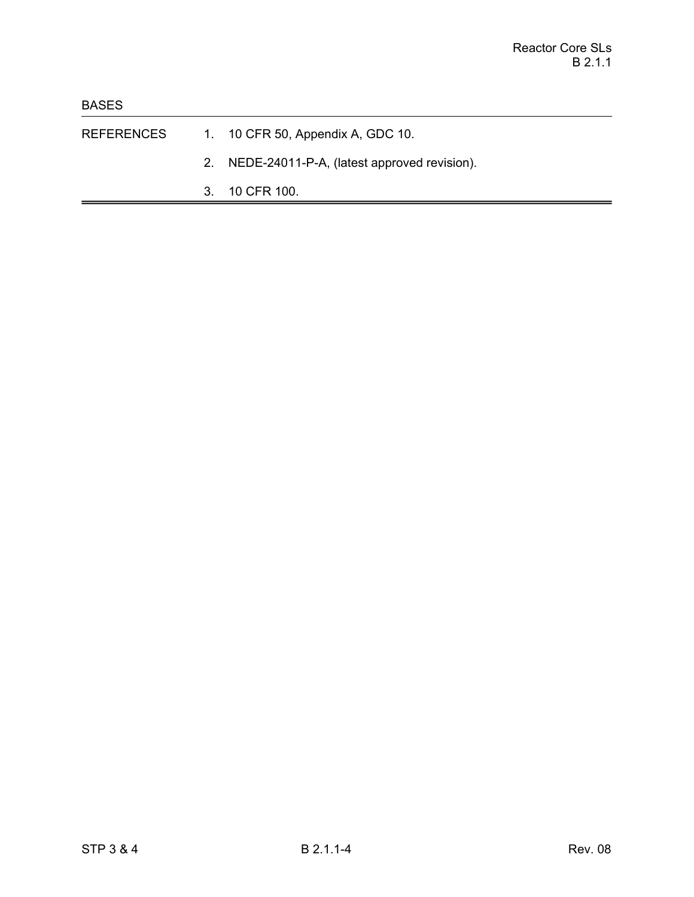BASES

REFERENCES

1. 10 CFR 50, Appendix A, GDC 10.
2. NEDE-24011-P-A, (latest approved revision).
3. 10 CFR 100.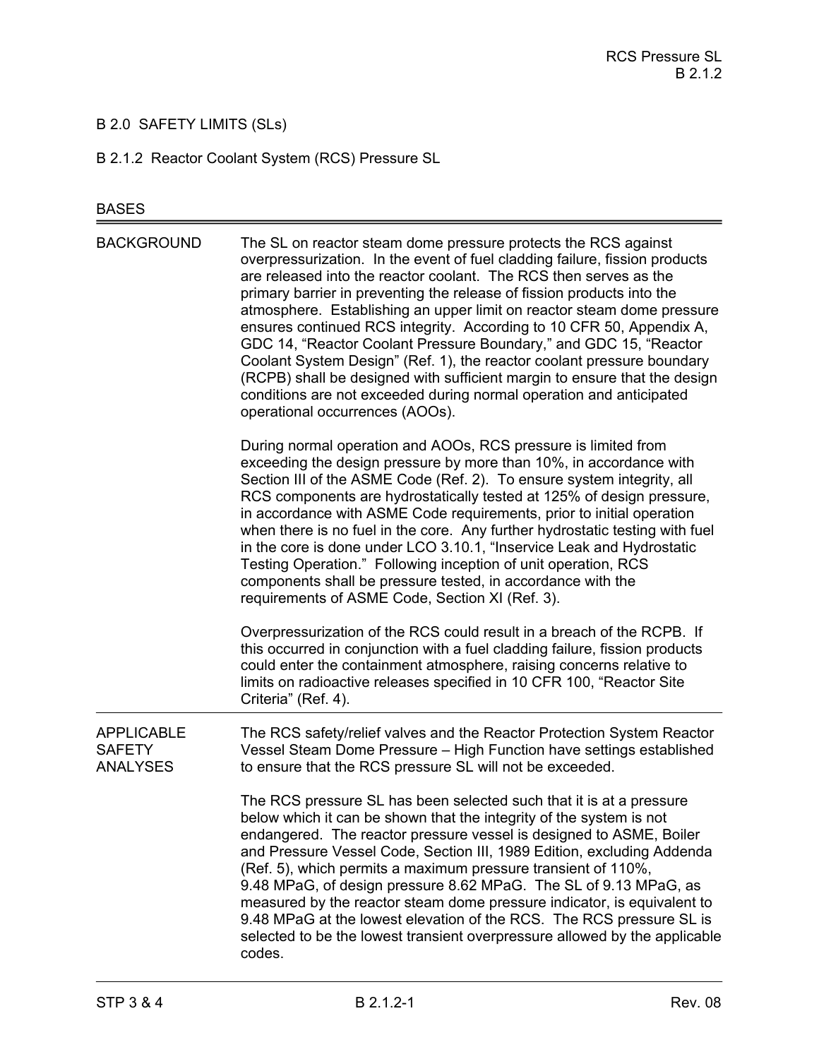# B 2.0 SAFETY LIMITS (SLs)

## B 2.1.2 Reactor Coolant System (RCS) Pressure SL

BASES

### BACKGROUND

The SL on reactor steam dome pressure protects the RCS against overpressurization. In the event of fuel cladding failure, fission products are released into the reactor coolant. The RCS then serves as the primary barrier in preventing the release of fission products into the atmosphere. Establishing an upper limit on reactor steam dome pressure ensures continued RCS integrity. According to 10 CFR 50, Appendix A, GDC 14, “Reactor Coolant Pressure Boundary,” and GDC 15, “Reactor Coolant System Design” (Ref. 1), the reactor coolant pressure boundary (RCPB) shall be designed with sufficient margin to ensure that the design conditions are not exceeded during normal operation and anticipated operational occurrences (AOOs).

During normal operation and AOOs, RCS pressure is limited from exceeding the design pressure by more than 10%, in accordance with Section III of the ASME Code (Ref. 2). To ensure system integrity, all RCS components are hydrostatically tested at 125% of design pressure, in accordance with ASME Code requirements, prior to initial operation when there is no fuel in the core. Any further hydrostatic testing with fuel in the core is done under LCO 3.10.1, “Inservice Leak and Hydrostatic Testing Operation.” Following inception of unit operation, RCS components shall be pressure tested, in accordance with the requirements of ASME Code, Section XI (Ref. 3).

Overpressurization of the RCS could result in a breach of the RCPB. If this occurred in conjunction with a fuel cladding failure, fission products could enter the containment atmosphere, raising concerns relative to limits on radioactive releases specified in 10 CFR 100, “Reactor Site Criteria” (Ref. 4).

### APPLICABLE SAFETY ANALYSES

The RCS safety/relief valves and the Reactor Protection System Reactor Vessel Steam Dome Pressure – High Function have settings established to ensure that the RCS pressure SL will not be exceeded.

The RCS pressure SL has been selected such that it is at a pressure below which it can be shown that the integrity of the system is not endangered. The reactor pressure vessel is designed to ASME, Boiler and Pressure Vessel Code, Section III, 1989 Edition, excluding Addenda (Ref. 5), which permits a maximum pressure transient of 110%, 9.48 MPaG, of design pressure 8.62 MPaG. The SL of 9.13 MPaG, as measured by the reactor steam dome pressure indicator, is equivalent to 9.48 MPaG at the lowest elevation of the RCS. The RCS pressure SL is selected to be the lowest transient overpressure allowed by the applicable codes.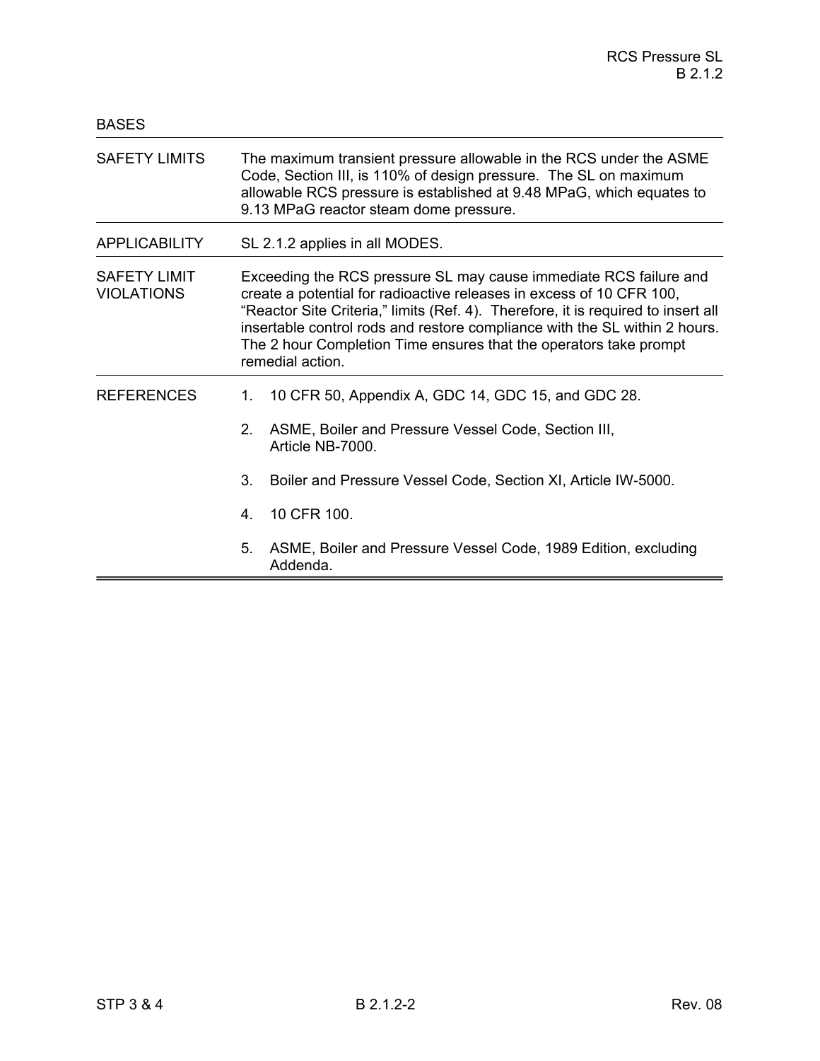BASES

| | |
|---|---|
| SAFETY LIMITS | The maximum transient pressure allowable in the RCS under the ASME Code, Section III, is 110% of design pressure. The SL on maximum allowable RCS pressure is established at 9.48 MPaG, which equates to 9.13 MPaG reactor steam dome pressure. |
| APPLICABILITY | SL 2.1.2 applies in all MODES. |
| SAFETY LIMIT VIOLATIONS | Exceeding the RCS pressure SL may cause immediate RCS failure and create a potential for radioactive releases in excess of 10 CFR 100, "Reactor Site Criteria," limits (Ref. 4). Therefore, it is required to insert all insertable control rods and restore compliance with the SL within 2 hours. The 2 hour Completion Time ensures that the operators take prompt remedial action. |
| REFERENCES | 1. 10 CFR 50, Appendix A, GDC 14, GDC 15, and GDC 28.<br>2. ASME, Boiler and Pressure Vessel Code, Section III, Article NB-7000.<br>3. Boiler and Pressure Vessel Code, Section XI, Article IW-5000.<br>4. 10 CFR 100.<br>5. ASME, Boiler and Pressure Vessel Code, 1989 Edition, excluding Addenda. |